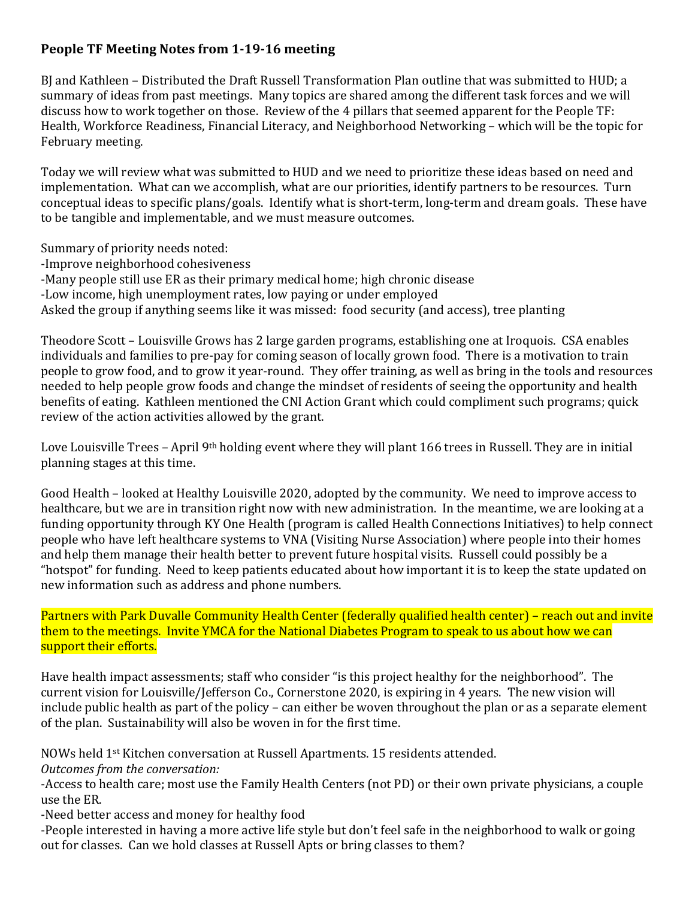**People TF Meeting Notes from 1-19-16 meeting**

BJ and Kathleen – Distributed the Draft Russell Transformation Plan outline that was submitted to HUD; a summary of ideas from past meetings. Many topics are shared among the different task forces and we will discuss how to work together on those. Review of the 4 pillars that seemed apparent for the People TF: Health, Workforce Readiness, Financial Literacy, and Neighborhood Networking – which will be the topic for February meeting.

Today we will review what was submitted to HUD and we need to prioritize these ideas based on need and implementation. What can we accomplish, what are our priorities, identify partners to be resources. Turn conceptual ideas to specific plans/goals. Identify what is short-term, long-term and dream goals. These have to be tangible and implementable, and we must measure outcomes.

Summary of priority needs noted:
-Improve neighborhood cohesiveness
-Many people still use ER as their primary medical home; high chronic disease
-Low income, high unemployment rates, low paying or under employed
Asked the group if anything seems like it was missed: food security (and access), tree planting

Theodore Scott – Louisville Grows has 2 large garden programs, establishing one at Iroquois. CSA enables individuals and families to pre-pay for coming season of locally grown food. There is a motivation to train people to grow food, and to grow it year-round. They offer training, as well as bring in the tools and resources needed to help people grow foods and change the mindset of residents of seeing the opportunity and health benefits of eating. Kathleen mentioned the CNI Action Grant which could compliment such programs; quick review of the action activities allowed by the grant.

Love Louisville Trees – April 9th holding event where they will plant 166 trees in Russell. They are in initial planning stages at this time.

Good Health – looked at Healthy Louisville 2020, adopted by the community. We need to improve access to healthcare, but we are in transition right now with new administration. In the meantime, we are looking at a funding opportunity through KY One Health (program is called Health Connections Initiatives) to help connect people who have left healthcare systems to VNA (Visiting Nurse Association) where people into their homes and help them manage their health better to prevent future hospital visits. Russell could possibly be a "hotspot" for funding. Need to keep patients educated about how important it is to keep the state updated on new information such as address and phone numbers.

Partners with Park Duvalle Community Health Center (federally qualified health center) – reach out and invite them to the meetings. Invite YMCA for the National Diabetes Program to speak to us about how we can support their efforts.

Have health impact assessments; staff who consider "is this project healthy for the neighborhood". The current vision for Louisville/Jefferson Co., Cornerstone 2020, is expiring in 4 years. The new vision will include public health as part of the policy – can either be woven throughout the plan or as a separate element of the plan. Sustainability will also be woven in for the first time.

NOWs held 1st Kitchen conversation at Russell Apartments. 15 residents attended.
*Outcomes from the conversation:*
-Access to health care; most use the Family Health Centers (not PD) or their own private physicians, a couple use the ER.
-Need better access and money for healthy food
-People interested in having a more active life style but don't feel safe in the neighborhood to walk or going out for classes. Can we hold classes at Russell Apts or bring classes to them?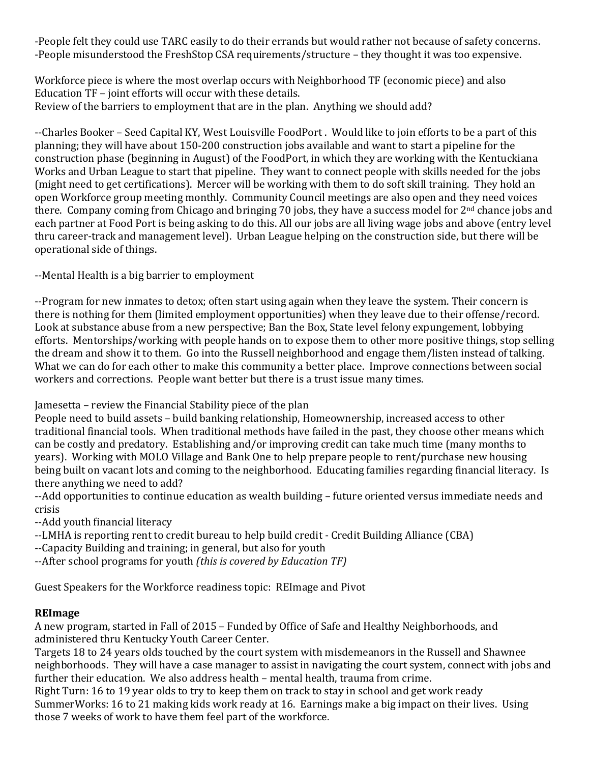-People felt they could use TARC easily to do their errands but would rather not because of safety concerns.
-People misunderstood the FreshStop CSA requirements/structure – they thought it was too expensive.

Workforce piece is where the most overlap occurs with Neighborhood TF (economic piece) and also Education TF – joint efforts will occur with these details.
Review of the barriers to employment that are in the plan. Anything we should add?

--Charles Booker – Seed Capital KY, West Louisville FoodPort . Would like to join efforts to be a part of this planning; they will have about 150-200 construction jobs available and want to start a pipeline for the construction phase (beginning in August) of the FoodPort, in which they are working with the Kentuckiana Works and Urban League to start that pipeline. They want to connect people with skills needed for the jobs (might need to get certifications). Mercer will be working with them to do soft skill training. They hold an open Workforce group meeting monthly. Community Council meetings are also open and they need voices there. Company coming from Chicago and bringing 70 jobs, they have a success model for 2nd chance jobs and each partner at Food Port is being asking to do this. All our jobs are all living wage jobs and above (entry level thru career-track and management level). Urban League helping on the construction side, but there will be operational side of things.

--Mental Health is a big barrier to employment

--Program for new inmates to detox; often start using again when they leave the system. Their concern is there is nothing for them (limited employment opportunities) when they leave due to their offense/record. Look at substance abuse from a new perspective; Ban the Box, State level felony expungement, lobbying efforts. Mentorships/working with people hands on to expose them to other more positive things, stop selling the dream and show it to them. Go into the Russell neighborhood and engage them/listen instead of talking. What we can do for each other to make this community a better place. Improve connections between social workers and corrections. People want better but there is a trust issue many times.

Jamesetta – review the Financial Stability piece of the plan
People need to build assets – build banking relationship, Homeownership, increased access to other traditional financial tools. When traditional methods have failed in the past, they choose other means which can be costly and predatory. Establishing and/or improving credit can take much time (many months to years). Working with MOLO Village and Bank One to help prepare people to rent/purchase new housing being built on vacant lots and coming to the neighborhood. Educating families regarding financial literacy. Is there anything we need to add?
--Add opportunities to continue education as wealth building – future oriented versus immediate needs and crisis
--Add youth financial literacy
--LMHA is reporting rent to credit bureau to help build credit - Credit Building Alliance (CBA)
--Capacity Building and training; in general, but also for youth
--After school programs for youth *(this is covered by Education TF)*

Guest Speakers for the Workforce readiness topic: REImage and Pivot

**REImage**
A new program, started in Fall of 2015 – Funded by Office of Safe and Healthy Neighborhoods, and administered thru Kentucky Youth Career Center.
Targets 18 to 24 years olds touched by the court system with misdemeanors in the Russell and Shawnee neighborhoods. They will have a case manager to assist in navigating the court system, connect with jobs and further their education. We also address health – mental health, trauma from crime.
Right Turn: 16 to 19 year olds to try to keep them on track to stay in school and get work ready
SummerWorks: 16 to 21 making kids work ready at 16. Earnings make a big impact on their lives. Using those 7 weeks of work to have them feel part of the workforce.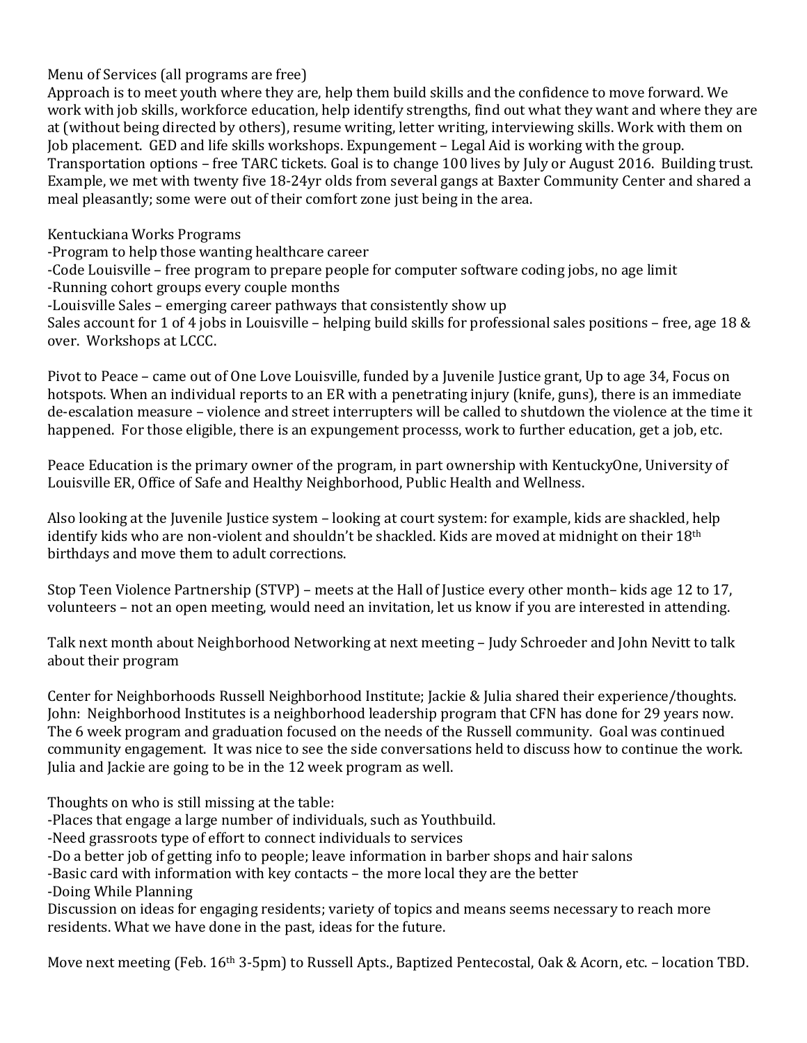Menu of Services (all programs are free)

Approach is to meet youth where they are, help them build skills and the confidence to move forward. We work with job skills, workforce education, help identify strengths, find out what they want and where they are at (without being directed by others), resume writing, letter writing, interviewing skills. Work with them on Job placement. GED and life skills workshops. Expungement – Legal Aid is working with the group. Transportation options – free TARC tickets. Goal is to change 100 lives by July or August 2016. Building trust. Example, we met with twenty five 18-24yr olds from several gangs at Baxter Community Center and shared a meal pleasantly; some were out of their comfort zone just being in the area.

Kentuckiana Works Programs

-Program to help those wanting healthcare career

-Code Louisville – free program to prepare people for computer software coding jobs, no age limit

-Running cohort groups every couple months

-Louisville Sales – emerging career pathways that consistently show up

Sales account for 1 of 4 jobs in Louisville – helping build skills for professional sales positions – free, age 18 & over. Workshops at LCCC.

Pivot to Peace – came out of One Love Louisville, funded by a Juvenile Justice grant, Up to age 34, Focus on hotspots. When an individual reports to an ER with a penetrating injury (knife, guns), there is an immediate de-escalation measure – violence and street interrupters will be called to shutdown the violence at the time it happened. For those eligible, there is an expungement processs, work to further education, get a job, etc.

Peace Education is the primary owner of the program, in part ownership with KentuckyOne, University of Louisville ER, Office of Safe and Healthy Neighborhood, Public Health and Wellness.

Also looking at the Juvenile Justice system – looking at court system: for example, kids are shackled, help identify kids who are non-violent and shouldn't be shackled. Kids are moved at midnight on their 18th birthdays and move them to adult corrections.

Stop Teen Violence Partnership (STVP) – meets at the Hall of Justice every other month– kids age 12 to 17, volunteers – not an open meeting, would need an invitation, let us know if you are interested in attending.

Talk next month about Neighborhood Networking at next meeting – Judy Schroeder and John Nevitt to talk about their program

Center for Neighborhoods Russell Neighborhood Institute; Jackie & Julia shared their experience/thoughts. John: Neighborhood Institutes is a neighborhood leadership program that CFN has done for 29 years now. The 6 week program and graduation focused on the needs of the Russell community. Goal was continued community engagement. It was nice to see the side conversations held to discuss how to continue the work. Julia and Jackie are going to be in the 12 week program as well.

Thoughts on who is still missing at the table:

-Places that engage a large number of individuals, such as Youthbuild.

-Need grassroots type of effort to connect individuals to services

-Do a better job of getting info to people; leave information in barber shops and hair salons

-Basic card with information with key contacts – the more local they are the better

-Doing While Planning

Discussion on ideas for engaging residents; variety of topics and means seems necessary to reach more residents. What we have done in the past, ideas for the future.

Move next meeting (Feb. 16th 3-5pm) to Russell Apts., Baptized Pentecostal, Oak & Acorn, etc. – location TBD.